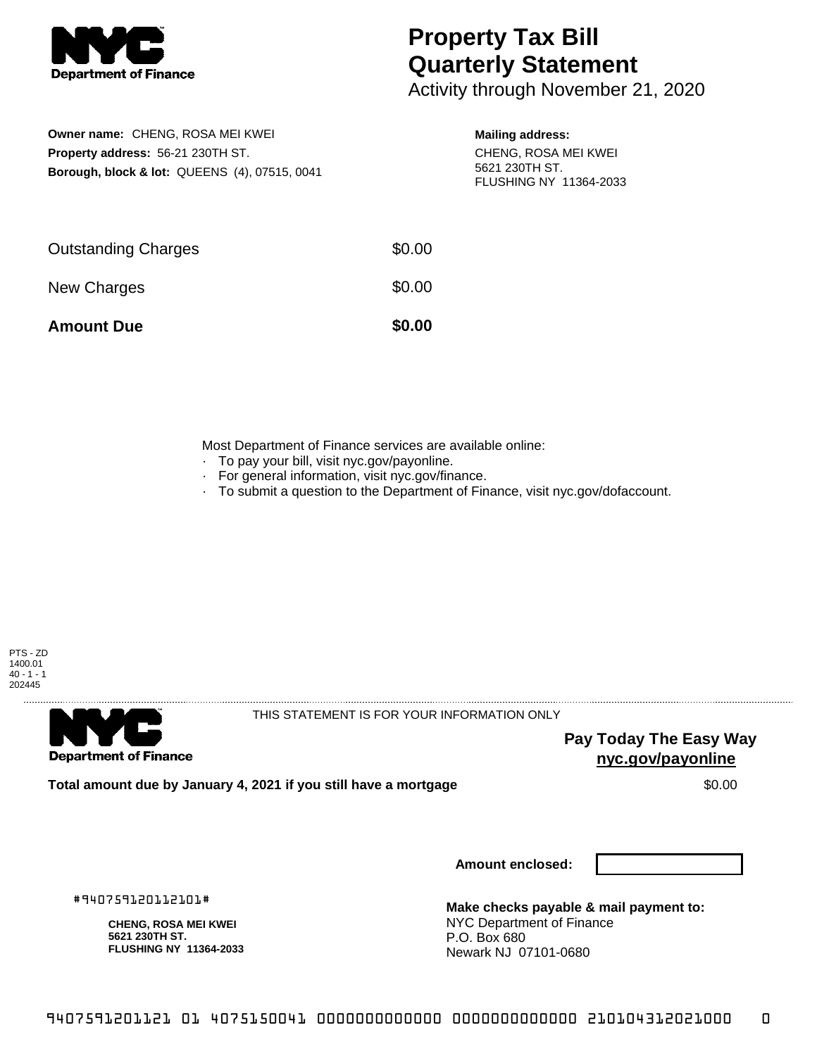# Property Tax Bill Quarterly Statement

Activity through November 21, 2020

**Owner name:** CHENG, ROSA MEI KWEI
**Property address:** 56-21 230TH ST.
**Borough, block & lot:** QUEENS (4), 07515, 0041

**Mailing address:**
CHENG, ROSA MEI KWEI
5621 230TH ST.
FLUSHING NY 11364-2033

| | |
|---|---|
| Outstanding Charges | $0.00 |
| New Charges | $0.00 |
| **Amount Due** | **$0.00** |

Most Department of Finance services are available online:
- To pay your bill, visit nyc.gov/payonline.
- For general information, visit nyc.gov/finance.
- To submit a question to the Department of Finance, visit nyc.gov/dofaccount.

PTS - ZD
1400.01
40 - 1 - 1
202445

THIS STATEMENT IS FOR YOUR INFORMATION ONLY

**Pay Today The Easy Way**
**nyc.gov/payonline**

**Total amount due by January 4, 2021 if you still have a mortgage** $0.00

**Amount enclosed:**

#940759120112101#

**CHENG, ROSA MEI KWEI**
**5621 230TH ST.**
**FLUSHING NY 11364-2033**

**Make checks payable & mail payment to:**
NYC Department of Finance
P.O. Box 680
Newark NJ 07101-0680

9407591201121 01 4075150041 0000000000000 0000000000000 210104312021000 0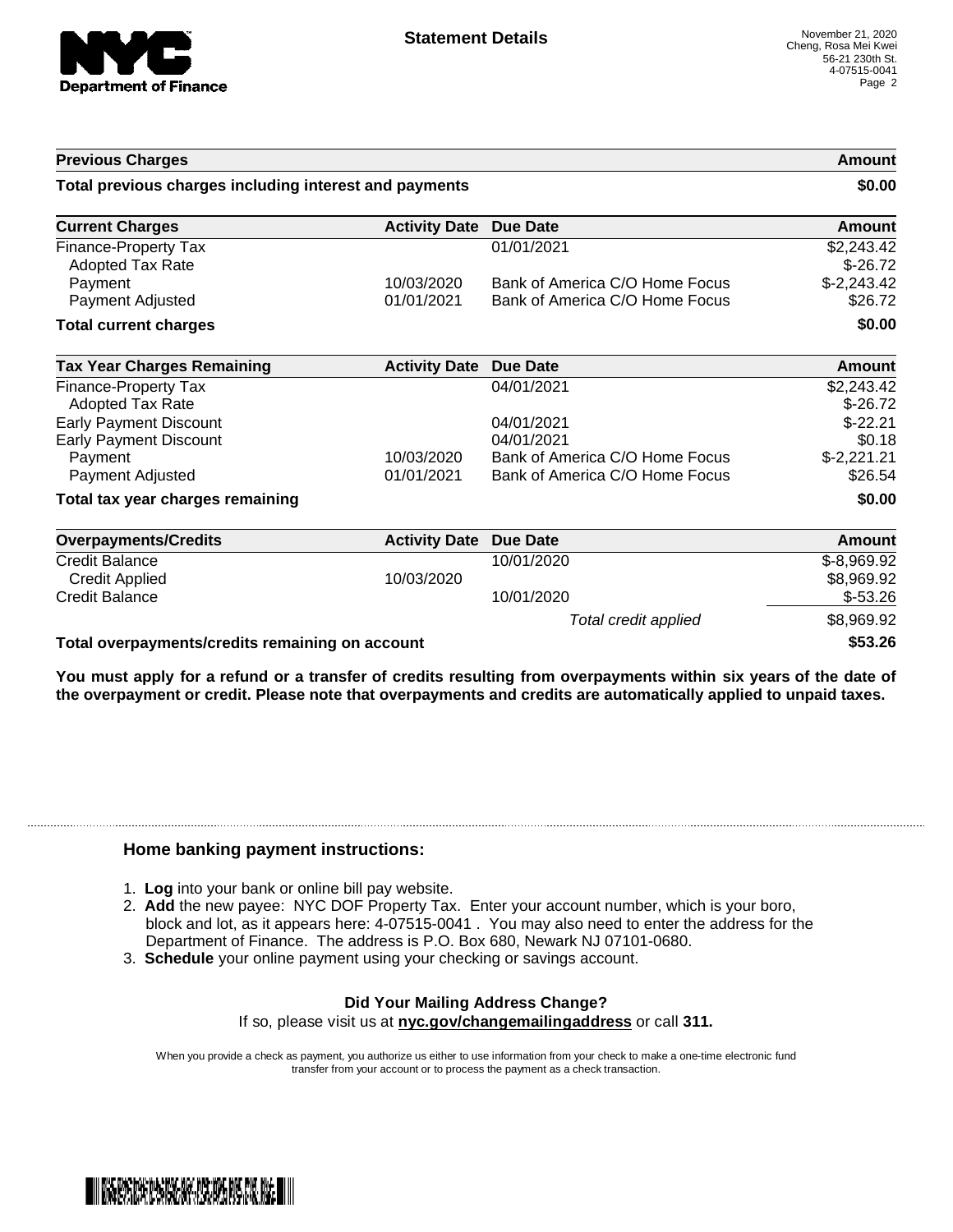# Statement Details

November 21, 2020
Cheng, Rosa Mei Kwei
56-21 230th St.
4-07515-0041

| Previous Charges | | | Amount |
|---|---|---|---|
| **Total previous charges including interest and payments** | | | **$0.00** |

| Current Charges | Activity Date | Due Date | Amount |
|---|---|---|---|
| Finance-Property Tax | | 01/01/2021 | $2,243.42 |
| Adopted Tax Rate | | | $-26.72 |
| Payment | 10/03/2020 | Bank of America C/O Home Focus | $-2,243.42 |
| Payment Adjusted | 01/01/2021 | Bank of America C/O Home Focus | $26.72 |
| **Total current charges** | | | **$0.00** |

| Tax Year Charges Remaining | Activity Date | Due Date | Amount |
|---|---|---|---|
| Finance-Property Tax | | 04/01/2021 | $2,243.42 |
| Adopted Tax Rate | | | $-26.72 |
| Early Payment Discount | | 04/01/2021 | $-22.21 |
| Early Payment Discount | | 04/01/2021 | $0.18 |
| Payment | 10/03/2020 | Bank of America C/O Home Focus | $-2,221.21 |
| Payment Adjusted | 01/01/2021 | Bank of America C/O Home Focus | $26.54 |
| **Total tax year charges remaining** | | | **$0.00** |

| Overpayments/Credits | Activity Date | Due Date | Amount |
|---|---|---|---|
| Credit Balance | | 10/01/2020 | $-8,969.92 |
| Credit Applied | 10/03/2020 | | $8,969.92 |
| Credit Balance | | 10/01/2020 | $-53.26 |
| | | *Total credit applied* | $8,969.92 |
| **Total overpayments/credits remaining on account** | | | **$53.26** |

**You must apply for a refund or a transfer of credits resulting from overpayments within six years of the date of the overpayment or credit. Please note that overpayments and credits are automatically applied to unpaid taxes.**

## Home banking payment instructions:

1. **Log** into your bank or online bill pay website.
2. **Add** the new payee: NYC DOF Property Tax. Enter your account number, which is your boro, block and lot, as it appears here: 4-07515-0041 . You may also need to enter the address for the Department of Finance. The address is P.O. Box 680, Newark NJ 07101-0680.
3. **Schedule** your online payment using your checking or savings account.

**Did Your Mailing Address Change?**

If so, please visit us at **nyc.gov/changemailingaddress** or call **311.**

When you provide a check as payment, you authorize us either to use information from your check to make a one-time electronic fund transfer from your account or to process the payment as a check transaction.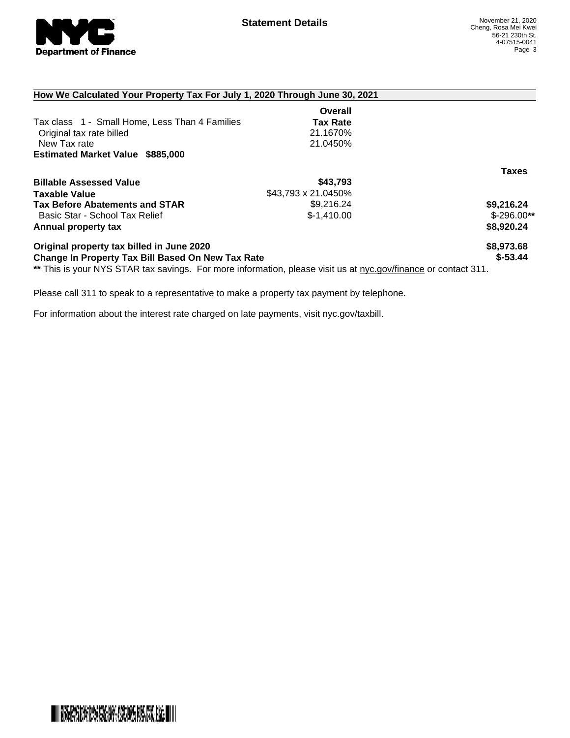**Statement Details**

November 21, 2020
Cheng, Rosa Mei Kwei
56-21 230th St.
4-07515-0041

## How We Calculated Your Property Tax For July 1, 2020 Through June 30, 2021

| | Overall Tax Rate | |
|---|---|---|
| Tax class 1 - Small Home, Less Than 4 Families | | |
| Original tax rate billed | 21.1670% | |
| New Tax rate | 21.0450% | |
| **Estimated Market Value $885,000** | | |

| | | Taxes |
|---|---|---|
| **Billable Assessed Value** | **$43,793** | |
| **Taxable Value** | $43,793 x 21.0450% | |
| **Tax Before Abatements and STAR** | $9,216.24 | **$9,216.24** |
| Basic Star - School Tax Relief | $-1,410.00 | $-296.00** |
| **Annual property tax** | | **$8,920.24** |
| **Original property tax billed in June 2020** | | **$8,973.68** |
| **Change In Property Tax Bill Based On New Tax Rate** | | **$-53.44** |

** This is your NYS STAR tax savings. For more information, please visit us at nyc.gov/finance or contact 311.

Please call 311 to speak to a representative to make a property tax payment by telephone.

For information about the interest rate charged on late payments, visit nyc.gov/taxbill.